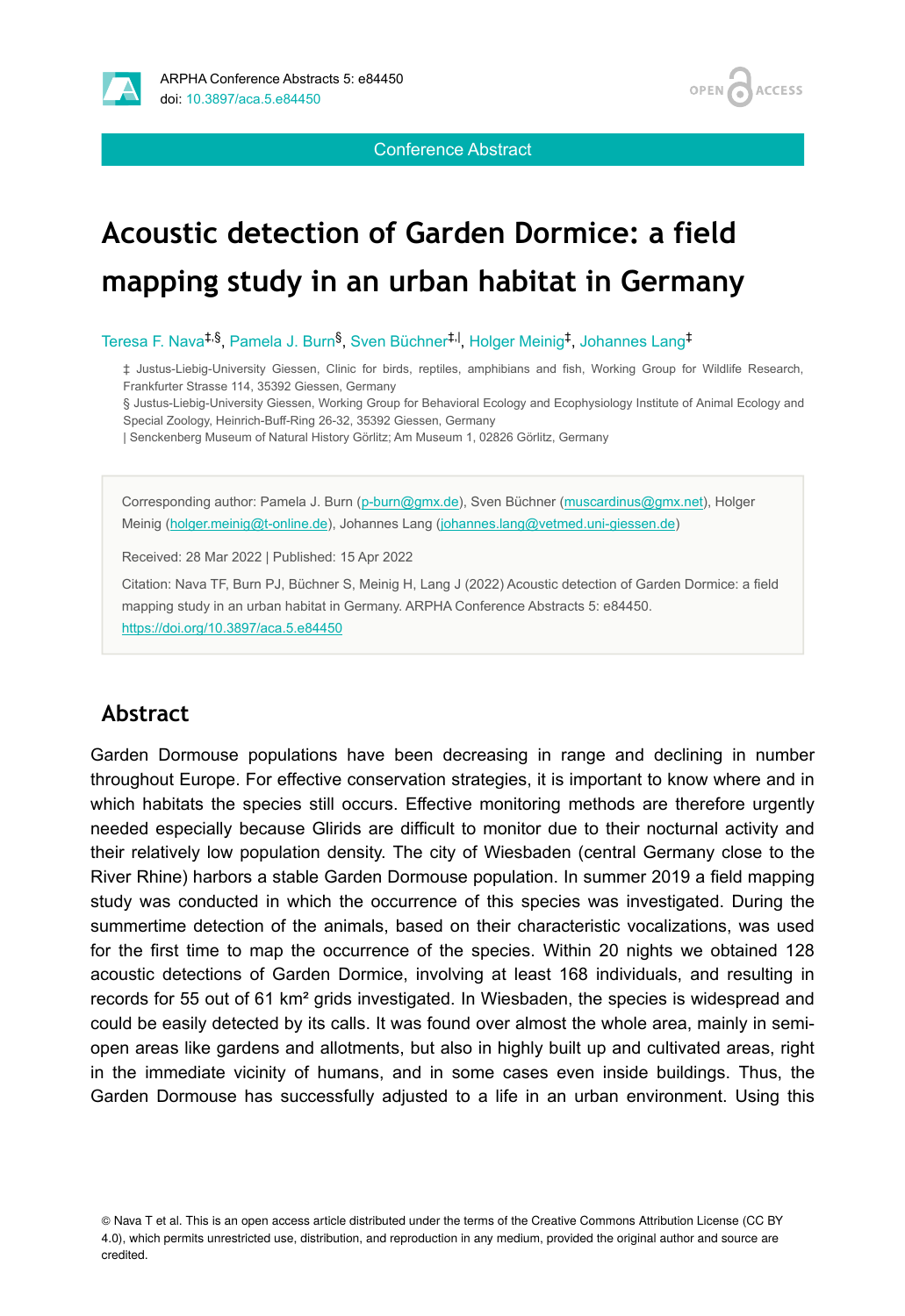Conference Abstract

# Acoustic detection of Garden Dormice: a field mapping study in an urban habitat in Germany

Teresa F. Nava[‡,§], Pamela J. Burn[§], Sven Büchner[‡,|], Holger Meinig[‡], Johannes Lang[‡]

‡ Justus-Liebig-University Giessen, Clinic for birds, reptiles, amphibians and fish, Working Group for Wildlife Research, Frankfurter Strasse 114, 35392 Giessen, Germany
§ Justus-Liebig-University Giessen, Working Group for Behavioral Ecology and Ecophysiology Institute of Animal Ecology and Special Zoology, Heinrich-Buff-Ring 26-32, 35392 Giessen, Germany
| Senckenberg Museum of Natural History Görlitz; Am Museum 1, 02826 Görlitz, Germany

Corresponding author: Pamela J. Burn (p-burn@gmx.de), Sven Büchner (muscardinus@gmx.net), Holger Meinig (holger.meinig@t-online.de), Johannes Lang (johannes.lang@vetmed.uni-giessen.de)

Received: 28 Mar 2022 | Published: 15 Apr 2022

Citation: Nava TF, Burn PJ, Büchner S, Meinig H, Lang J (2022) Acoustic detection of Garden Dormice: a field mapping study in an urban habitat in Germany. ARPHA Conference Abstracts 5: e84450. https://doi.org/10.3897/aca.5.e84450

## Abstract

Garden Dormouse populations have been decreasing in range and declining in number throughout Europe. For effective conservation strategies, it is important to know where and in which habitats the species still occurs. Effective monitoring methods are therefore urgently needed especially because Glirids are difficult to monitor due to their nocturnal activity and their relatively low population density. The city of Wiesbaden (central Germany close to the River Rhine) harbors a stable Garden Dormouse population. In summer 2019 a field mapping study was conducted in which the occurrence of this species was investigated. During the summertime detection of the animals, based on their characteristic vocalizations, was used for the first time to map the occurrence of the species. Within 20 nights we obtained 128 acoustic detections of Garden Dormice, involving at least 168 individuals, and resulting in records for 55 out of 61 km² grids investigated. In Wiesbaden, the species is widespread and could be easily detected by its calls. It was found over almost the whole area, mainly in semi-open areas like gardens and allotments, but also in highly built up and cultivated areas, right in the immediate vicinity of humans, and in some cases even inside buildings. Thus, the Garden Dormouse has successfully adjusted to a life in an urban environment. Using this

© Nava T et al. This is an open access article distributed under the terms of the Creative Commons Attribution License (CC BY 4.0), which permits unrestricted use, distribution, and reproduction in any medium, provided the original author and source are credited.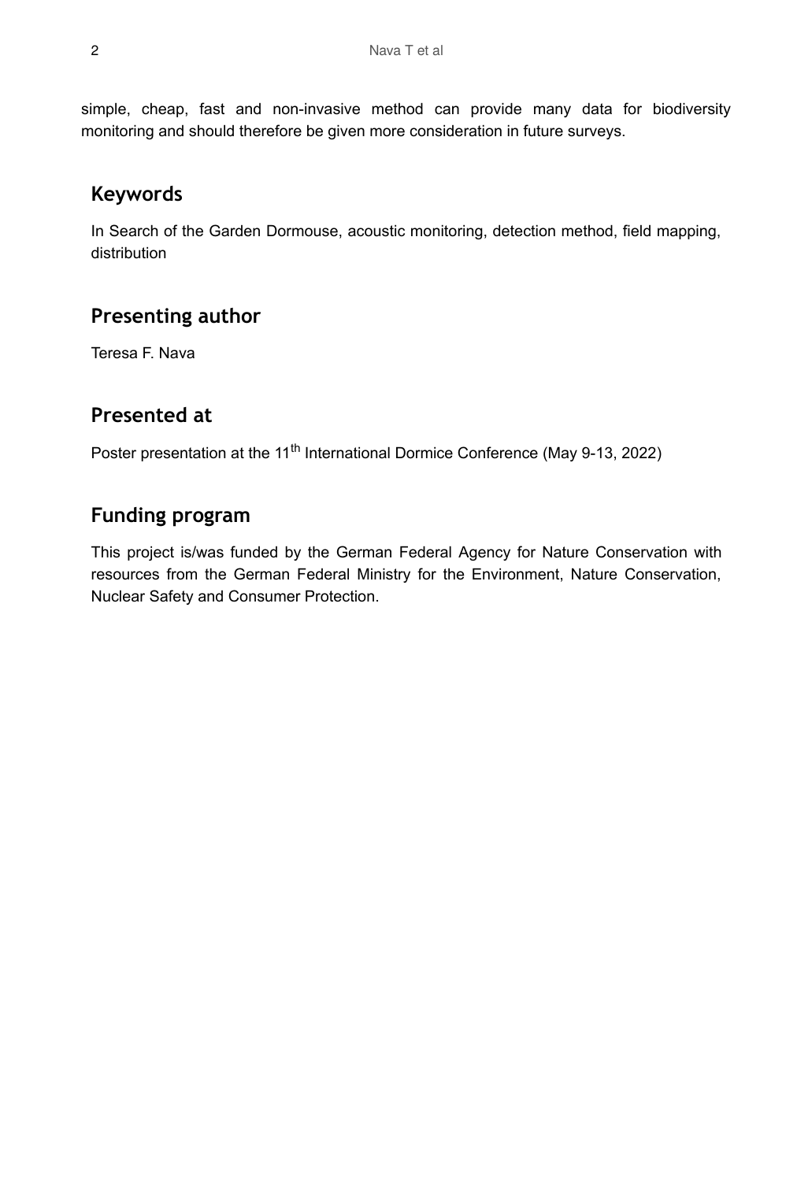simple, cheap, fast and non-invasive method can provide many data for biodiversity monitoring and should therefore be given more consideration in future surveys.

## Keywords

In Search of the Garden Dormouse, acoustic monitoring, detection method, field mapping, distribution

## Presenting author

Teresa F. Nava

## Presented at

Poster presentation at the 11th International Dormice Conference (May 9-13, 2022)

## Funding program

This project is/was funded by the German Federal Agency for Nature Conservation with resources from the German Federal Ministry for the Environment, Nature Conservation, Nuclear Safety and Consumer Protection.